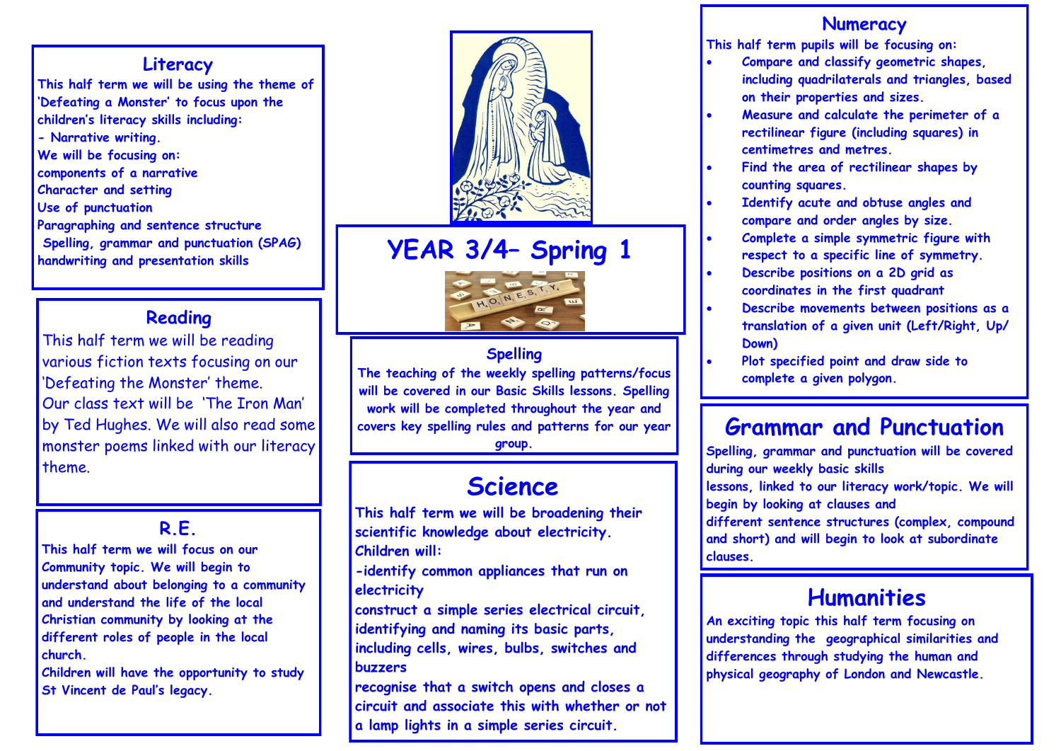# YEAR 3/4– Spring 1

## Literacy

This half term we will be using the theme of 'Defeating a Monster' to focus upon the children's literacy skills including:

- Narrative writing.

We will be focusing on:

components of a narrative
Character and setting
Use of punctuation
Paragraphing and sentence structure
Spelling, grammar and punctuation (SPAG)
handwriting and presentation skills

## Reading

This half term we will be reading various fiction texts focusing on our 'Defeating the Monster' theme. Our class text will be 'The Iron Man' by Ted Hughes. We will also read some monster poems linked with our literacy theme.

## R.E.

This half term we will focus on our Community topic. We will begin to understand about belonging to a community and understand the life of the local Christian community by looking at the different roles of people in the local church.

Children will have the opportunity to study St Vincent de Paul's legacy.

## Spelling

The teaching of the weekly spelling patterns/focus will be covered in our Basic Skills lessons. Spelling work will be completed throughout the year and covers key spelling rules and patterns for our year group.

## Science

This half term we will be broadening their scientific knowledge about electricity.

Children will:

-identify common appliances that run on electricity

construct a simple series electrical circuit, identifying and naming its basic parts, including cells, wires, bulbs, switches and buzzers

recognise that a switch opens and closes a circuit and associate this with whether or not a lamp lights in a simple series circuit.

## Numeracy

This half term pupils will be focusing on:

- Compare and classify geometric shapes, including quadrilaterals and triangles, based on their properties and sizes.
- Measure and calculate the perimeter of a rectilinear figure (including squares) in centimetres and metres.
- Find the area of rectilinear shapes by counting squares.
- Identify acute and obtuse angles and compare and order angles by size.
- Complete a simple symmetric figure with respect to a specific line of symmetry.
- Describe positions on a 2D grid as coordinates in the first quadrant
- Describe movements between positions as a translation of a given unit (Left/Right, Up/Down)
- Plot specified point and draw side to complete a given polygon.

## Grammar and Punctuation

Spelling, grammar and punctuation will be covered during our weekly basic skills lessons, linked to our literacy work/topic. We will begin by looking at clauses and different sentence structures (complex, compound and short) and will begin to look at subordinate clauses.

## Humanities

An exciting topic this half term focusing on understanding the geographical similarities and differences through studying the human and physical geography of London and Newcastle.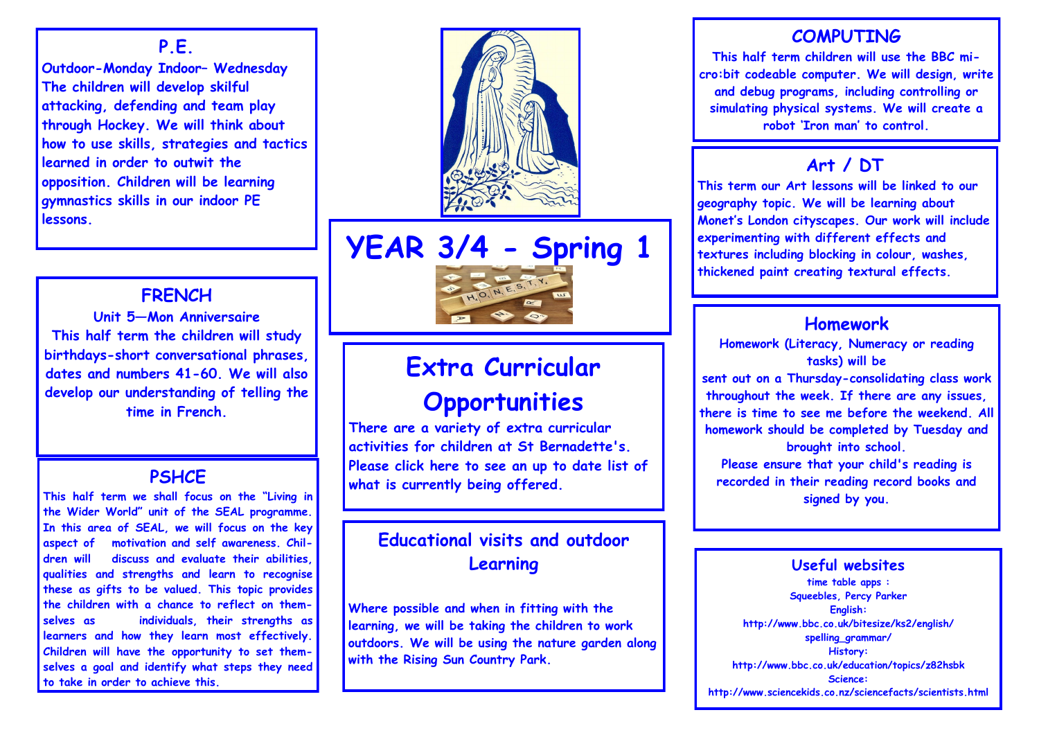## P.E.

**Outdoor-Monday Indoor– Wednesday**
**The children will develop skilful attacking, defending and team play through Hockey. We will think about how to use skills, strategies and tactics learned in order to outwit the opposition. Children will be learning gymnastics skills in our indoor PE lessons.**

## FRENCH

**Unit 5—Mon Anniversaire**
**This half term the children will study birthdays-short conversational phrases, dates and numbers 41-60. We will also develop our understanding of telling the time in French.**

## PSHCE

**This half term we shall focus on the "Living in the Wider World" unit of the SEAL programme. In this area of SEAL, we will focus on the key aspect of motivation and self awareness. Children will discuss and evaluate their abilities, qualities and strengths and learn to recognise these as gifts to be valued. This topic provides the children with a chance to reflect on themselves as individuals, their strengths as learners and how they learn most effectively. Children will have the opportunity to set themselves a goal and identify what steps they need to take in order to achieve this.**

# YEAR 3/4 - Spring 1

## Extra Curricular Opportunities

**There are a variety of extra curricular activities for children at St Bernadette's. Please click here to see an up to date list of what is currently being offered.**

## Educational visits and outdoor Learning

**Where possible and when in fitting with the learning, we will be taking the children to work outdoors. We will be using the nature garden along with the Rising Sun Country Park.**

## COMPUTING

**This half term children will use the BBC micro:bit codeable computer. We will design, write and debug programs, including controlling or simulating physical systems. We will create a robot 'Iron man' to control.**

## Art / DT

**This term our Art lessons will be linked to our geography topic. We will be learning about Monet's London cityscapes. Our work will include experimenting with different effects and textures including blocking in colour, washes, thickened paint creating textural effects.**

## Homework

**Homework (Literacy, Numeracy or reading tasks) will be sent out on a Thursday-consolidating class work throughout the week. If there are any issues, there is time to see me before the weekend. All homework should be completed by Tuesday and brought into school.**
**Please ensure that your child's reading is recorded in their reading record books and signed by you.**

## Useful websites

**time table apps :**
**Squeebles, Percy Parker**
**English:**
**http://www.bbc.co.uk/bitesize/ks2/english/spelling_grammar/**
**History:**
**http://www.bbc.co.uk/education/topics/z82hsbk**
**Science:**
**http://www.sciencekids.co.nz/sciencefacts/scientists.html**